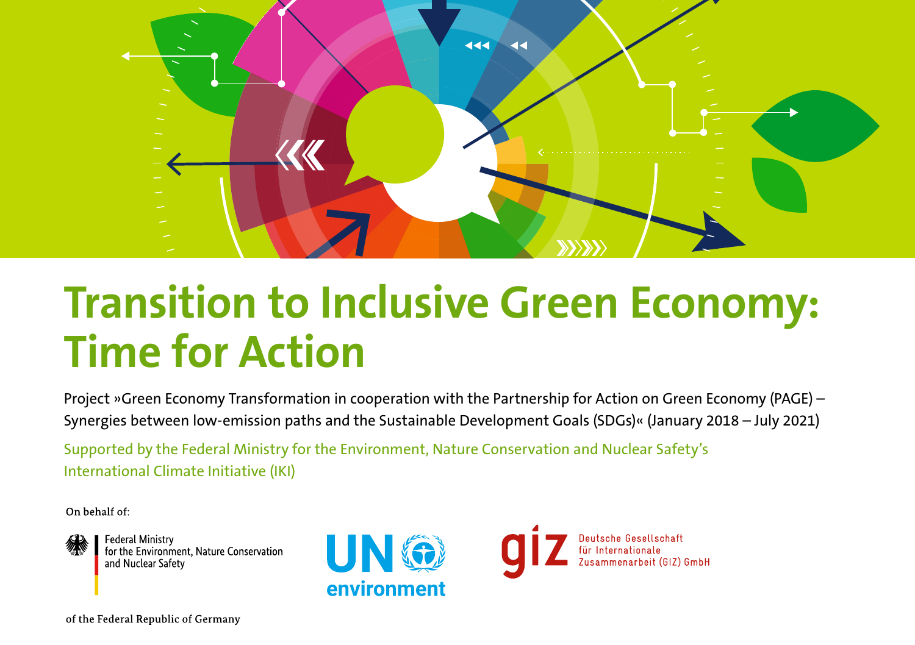# Transition to Inclusive Green Economy: Time for Action

Project »Green Economy Transformation in cooperation with the Partnership for Action on Green Economy (PAGE) – Synergies between low-emission paths and the Sustainable Development Goals (SDGs)« (January 2018 – July 2021)

Supported by the Federal Ministry for the Environment, Nature Conservation and Nuclear Safety's International Climate Initiative (IKI)

On behalf of:

Federal Ministry for the Environment, Nature Conservation and Nuclear Safety

of the Federal Republic of Germany

UN environment

giz Deutsche Gesellschaft für Internationale Zusammenarbeit (GIZ) GmbH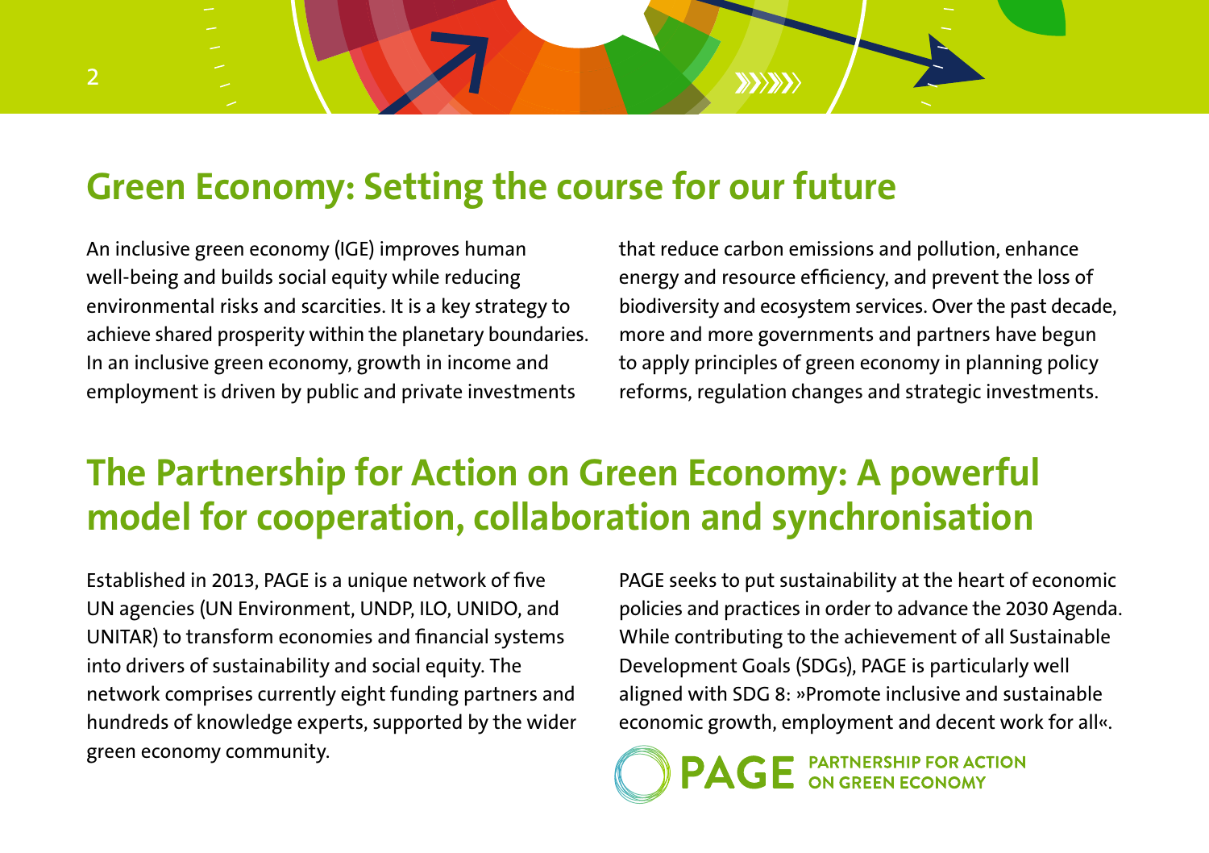## Green Economy: Setting the course for our future

An inclusive green economy (IGE) improves human well-being and builds social equity while reducing environmental risks and scarcities. It is a key strategy to achieve shared prosperity within the planetary boundaries. In an inclusive green economy, growth in income and employment is driven by public and private investments that reduce carbon emissions and pollution, enhance energy and resource efficiency, and prevent the loss of biodiversity and ecosystem services. Over the past decade, more and more governments and partners have begun to apply principles of green economy in planning policy reforms, regulation changes and strategic investments.

## The Partnership for Action on Green Economy: A powerful model for cooperation, collaboration and synchronisation

Established in 2013, PAGE is a unique network of five UN agencies (UN Environment, UNDP, ILO, UNIDO, and UNITAR) to transform economies and financial systems into drivers of sustainability and social equity. The network comprises currently eight funding partners and hundreds of knowledge experts, supported by the wider green economy community.

PAGE seeks to put sustainability at the heart of economic policies and practices in order to advance the 2030 Agenda. While contributing to the achievement of all Sustainable Development Goals (SDGs), PAGE is particularly well aligned with SDG 8: »Promote inclusive and sustainable economic growth, employment and decent work for all«.

PAGE PARTNERSHIP FOR ACTION ON GREEN ECONOMY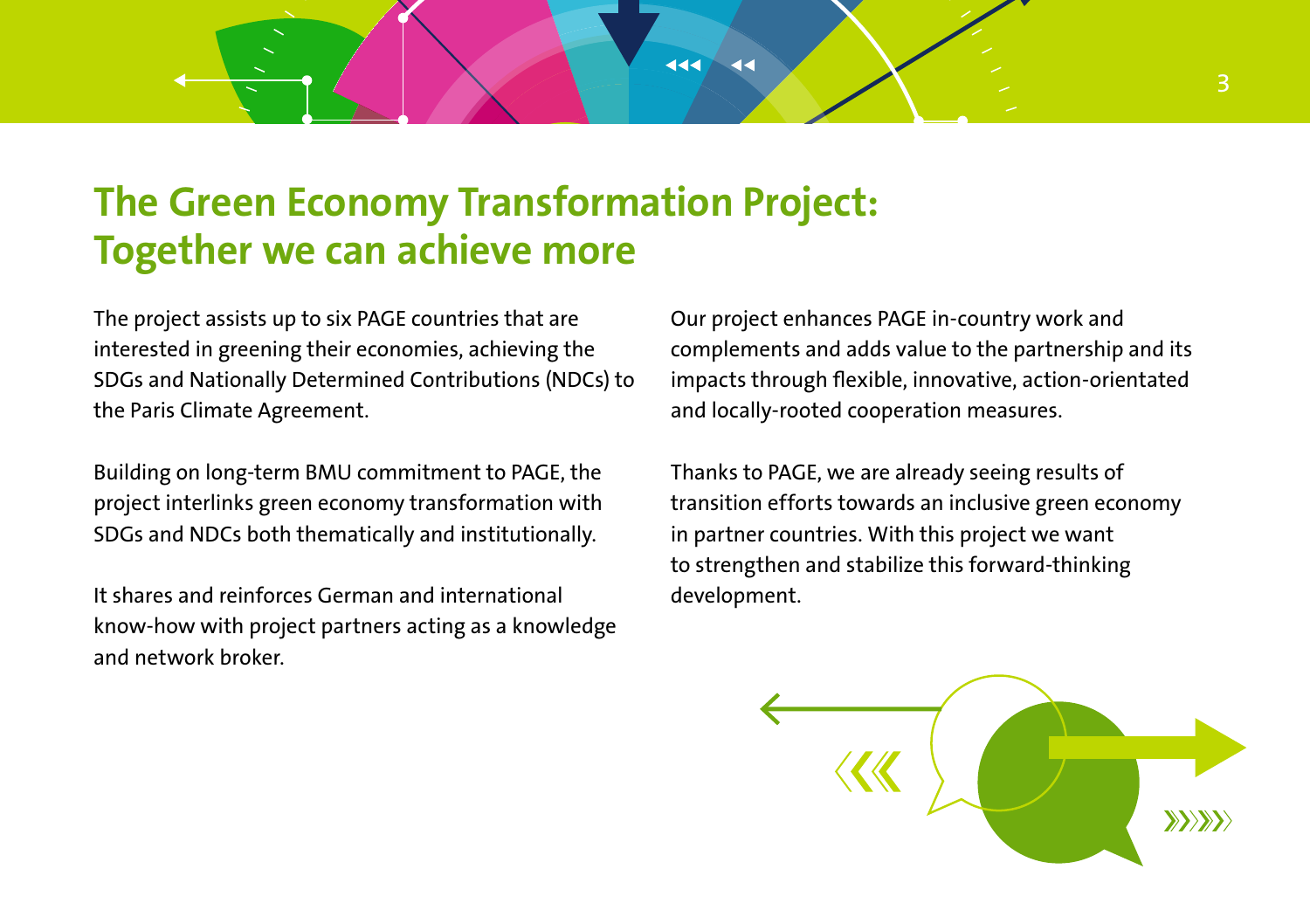# The Green Economy Transformation Project: Together we can achieve more

The project assists up to six PAGE countries that are interested in greening their economies, achieving the SDGs and Nationally Determined Contributions (NDCs) to the Paris Climate Agreement.

Building on long-term BMU commitment to PAGE, the project interlinks green economy transformation with SDGs and NDCs both thematically and institutionally.

It shares and reinforces German and international know-how with project partners acting as a knowledge and network broker.

Our project enhances PAGE in-country work and complements and adds value to the partnership and its impacts through flexible, innovative, action-orientated and locally-rooted cooperation measures.

Thanks to PAGE, we are already seeing results of transition efforts towards an inclusive green economy in partner countries. With this project we want to strengthen and stabilize this forward-thinking development.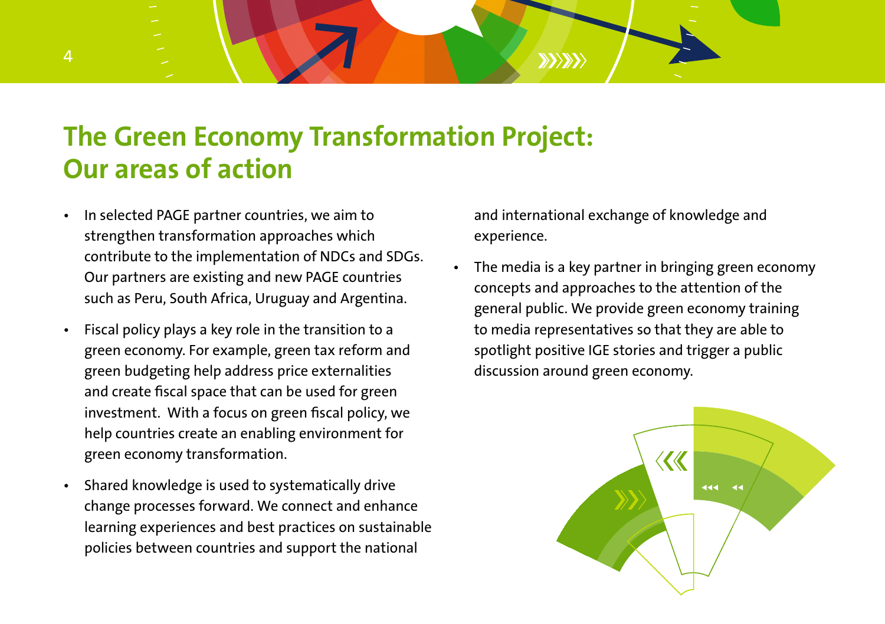# The Green Economy Transformation Project: Our areas of action

- In selected PAGE partner countries, we aim to strengthen transformation approaches which contribute to the implementation of NDCs and SDGs. Our partners are existing and new PAGE countries such as Peru, South Africa, Uruguay and Argentina.
- Fiscal policy plays a key role in the transition to a green economy. For example, green tax reform and green budgeting help address price externalities and create fiscal space that can be used for green investment. With a focus on green fiscal policy, we help countries create an enabling environment for green economy transformation.
- Shared knowledge is used to systematically drive change processes forward. We connect and enhance learning experiences and best practices on sustainable policies between countries and support the national and international exchange of knowledge and experience.
- The media is a key partner in bringing green economy concepts and approaches to the attention of the general public. We provide green economy training to media representatives so that they are able to spotlight positive IGE stories and trigger a public discussion around green economy.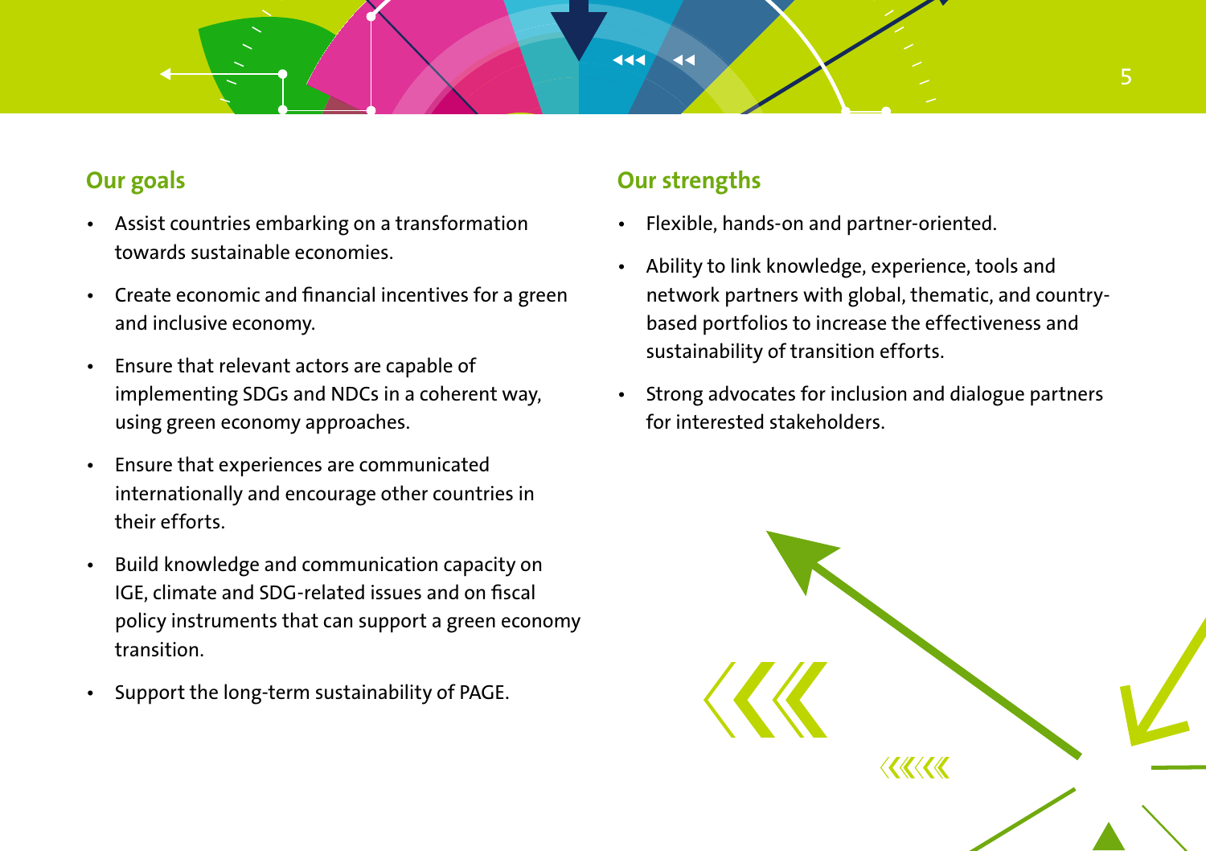## Our goals

- Assist countries embarking on a transformation towards sustainable economies.
- Create economic and financial incentives for a green and inclusive economy.
- Ensure that relevant actors are capable of implementing SDGs and NDCs in a coherent way, using green economy approaches.
- Ensure that experiences are communicated internationally and encourage other countries in their efforts.
- Build knowledge and communication capacity on IGE, climate and SDG-related issues and on fiscal policy instruments that can support a green economy transition.
- Support the long-term sustainability of PAGE.

## Our strengths

- Flexible, hands-on and partner-oriented.
- Ability to link knowledge, experience, tools and network partners with global, thematic, and country-based portfolios to increase the effectiveness and sustainability of transition efforts.
- Strong advocates for inclusion and dialogue partners for interested stakeholders.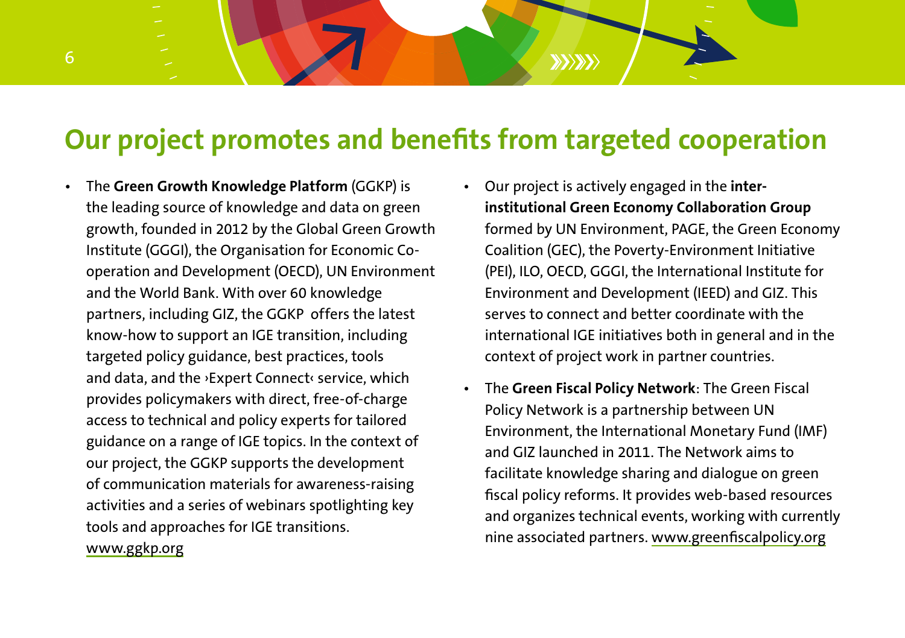## Our project promotes and benefits from targeted cooperation

- The **Green Growth Knowledge Platform** (GGKP) is the leading source of knowledge and data on green growth, founded in 2012 by the Global Green Growth Institute (GGGI), the Organisation for Economic Co-operation and Development (OECD), UN Environment and the World Bank. With over 60 knowledge partners, including GIZ, the GGKP offers the latest know-how to support an IGE transition, including targeted policy guidance, best practices, tools and data, and the ›Expert Connect‹ service, which provides policymakers with direct, free-of-charge access to technical and policy experts for tailored guidance on a range of IGE topics. In the context of our project, the GGKP supports the development of communication materials for awareness-raising activities and a series of webinars spotlighting key tools and approaches for IGE transitions. www.ggkp.org

- Our project is actively engaged in the **inter-institutional Green Economy Collaboration Group** formed by UN Environment, PAGE, the Green Economy Coalition (GEC), the Poverty-Environment Initiative (PEI), ILO, OECD, GGGI, the International Institute for Environment and Development (IEED) and GIZ. This serves to connect and better coordinate with the international IGE initiatives both in general and in the context of project work in partner countries.

- The **Green Fiscal Policy Network**: The Green Fiscal Policy Network is a partnership between UN Environment, the International Monetary Fund (IMF) and GIZ launched in 2011. The Network aims to facilitate knowledge sharing and dialogue on green fiscal policy reforms. It provides web-based resources and organizes technical events, working with currently nine associated partners. www.greenfiscalpolicy.org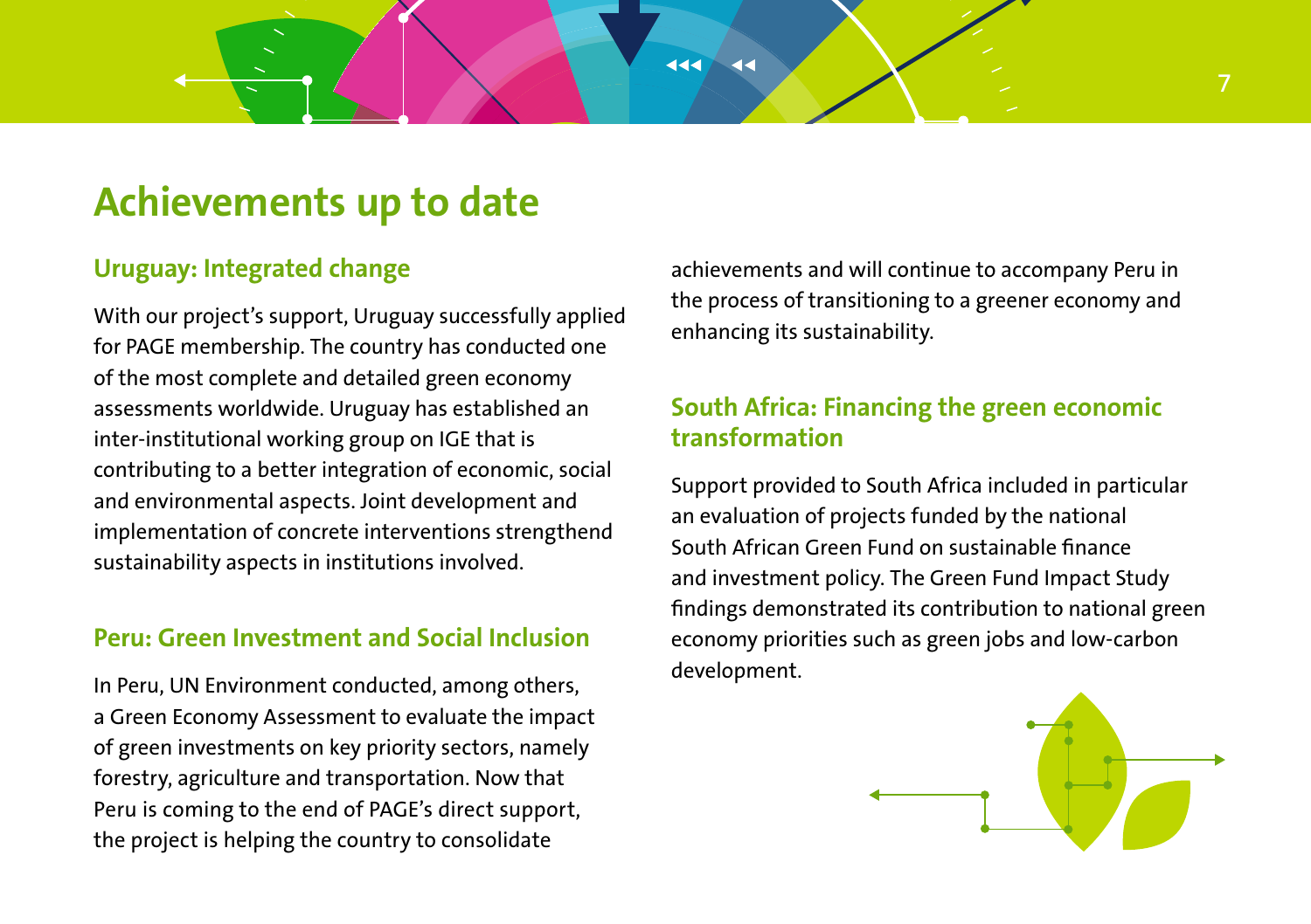# Achievements up to date

## Uruguay: Integrated change

With our project's support, Uruguay successfully applied for PAGE membership. The country has conducted one of the most complete and detailed green economy assessments worldwide. Uruguay has established an inter-institutional working group on IGE that is contributing to a better integration of economic, social and environmental aspects. Joint development and implementation of concrete interventions strengthend sustainability aspects in institutions involved.

## Peru: Green Investment and Social Inclusion

In Peru, UN Environment conducted, among others, a Green Economy Assessment to evaluate the impact of green investments on key priority sectors, namely forestry, agriculture and transportation. Now that Peru is coming to the end of PAGE's direct support, the project is helping the country to consolidate achievements and will continue to accompany Peru in the process of transitioning to a greener economy and enhancing its sustainability.

## South Africa: Financing the green economic transformation

Support provided to South Africa included in particular an evaluation of projects funded by the national South African Green Fund on sustainable finance and investment policy. The Green Fund Impact Study findings demonstrated its contribution to national green economy priorities such as green jobs and low-carbon development.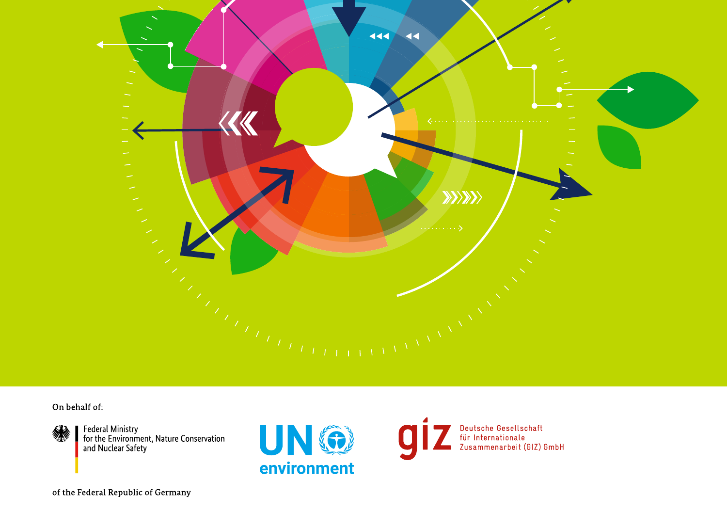On behalf of:

Federal Ministry
for the Environment, Nature Conservation
and Nuclear Safety

of the Federal Republic of Germany

UN environment

giz Deutsche Gesellschaft
für Internationale
Zusammenarbeit (GIZ) GmbH